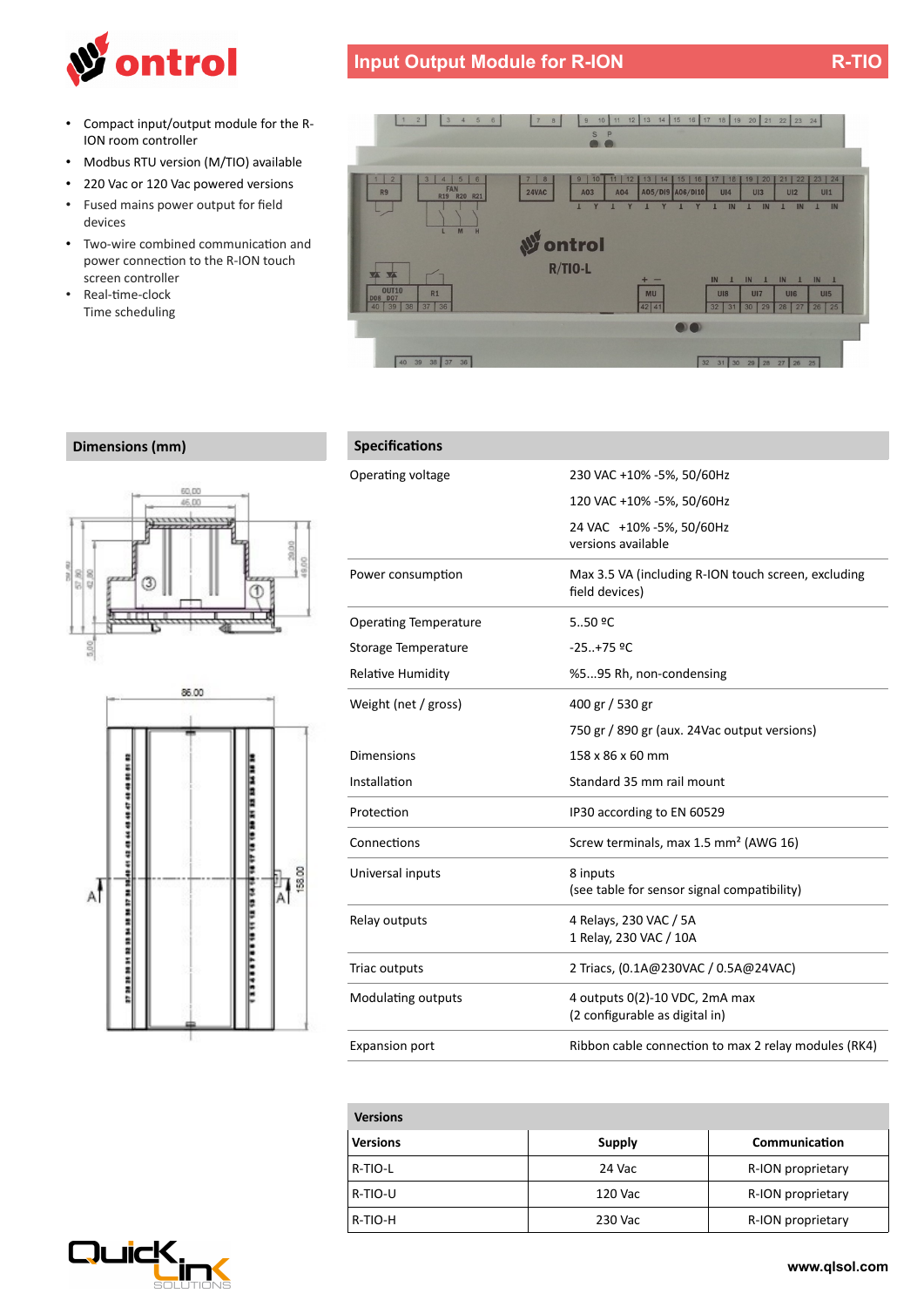# Input Output Module for R-ION

**R-TIO**

- Compact input/output module for the R-ION room controller
- Modbus RTU version (M/TIO) available
- 220 Vac or 120 Vac powered versions
- Fused mains power output for field devices
- Two-wire combined communication and power connection to the R-ION touch screen controller
- Real-time-clock
  Time scheduling

## Dimensions (mm)

## Specifications

| | |
|---|---|
| Operating voltage | 230 VAC +10% -5%, 50/60Hz |
| | 120 VAC +10% -5%, 50/60Hz |
| | 24 VAC +10% -5%, 50/60Hz versions available |
| Power consumption | Max 3.5 VA (including R-ION touch screen, excluding field devices) |
| Operating Temperature | 5..50 ºC |
| Storage Temperature | -25..+75 ºC |
| Relative Humidity | %5...95 Rh, non-condensing |
| Weight (net / gross) | 400 gr / 530 gr |
| | 750 gr / 890 gr (aux. 24Vac output versions) |
| Dimensions | 158 x 86 x 60 mm |
| Installation | Standard 35 mm rail mount |
| Protection | IP30 according to EN 60529 |
| Connections | Screw terminals, max 1.5 mm² (AWG 16) |
| Universal inputs | 8 inputs (see table for sensor signal compatibility) |
| Relay outputs | 4 Relays, 230 VAC / 5A<br>1 Relay, 230 VAC / 10A |
| Triac outputs | 2 Triacs, (0.1A@230VAC / 0.5A@24VAC) |
| Modulating outputs | 4 outputs 0(2)-10 VDC, 2mA max (2 configurable as digital in) |
| Expansion port | Ribbon cable connection to max 2 relay modules (RK4) |

## Versions

| Versions | Supply | Communication |
|---|---|---|
| R-TIO-L | 24 Vac | R-ION proprietary |
| R-TIO-U | 120 Vac | R-ION proprietary |
| R-TIO-H | 230 Vac | R-ION proprietary |

www.qlsol.com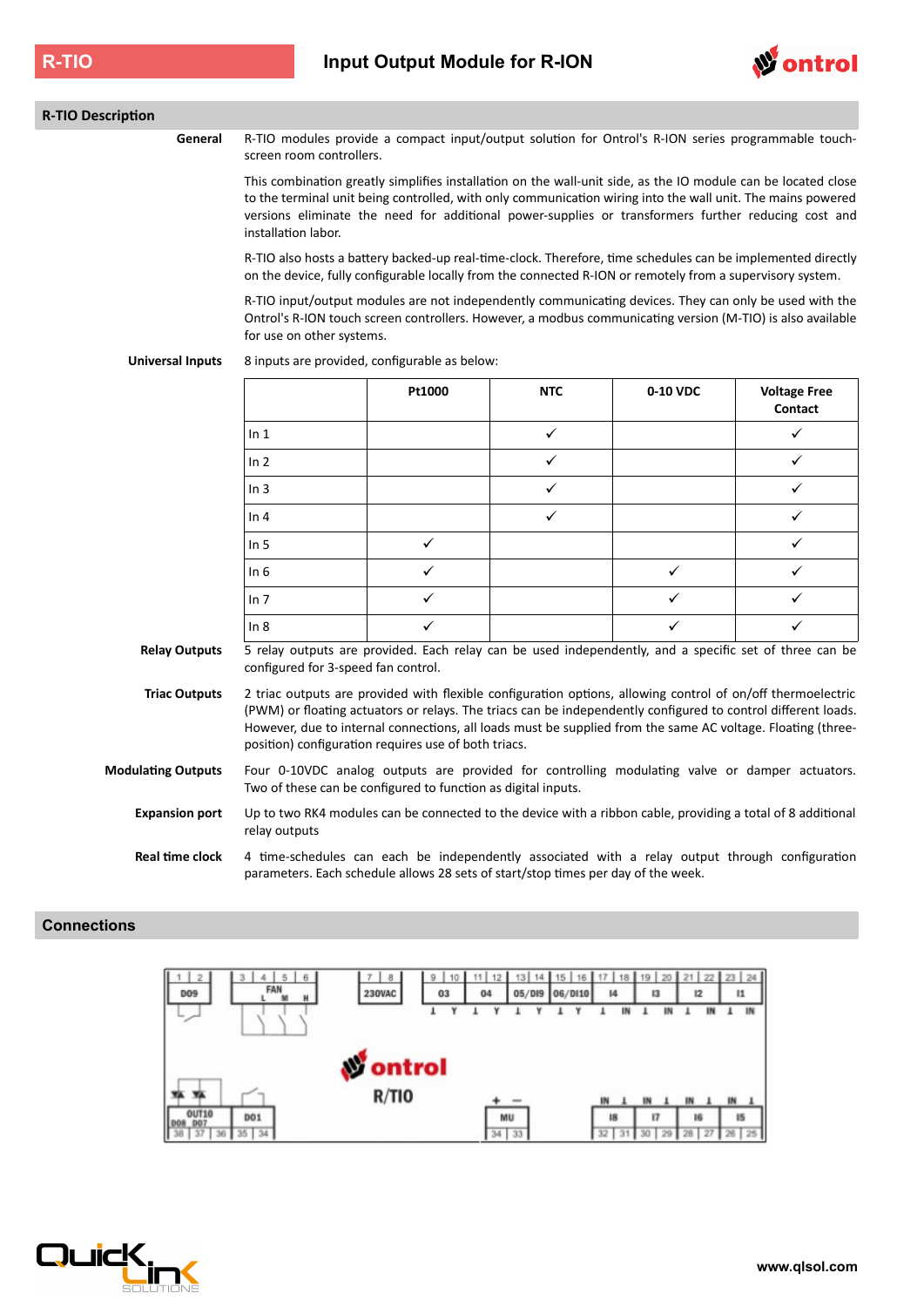## R-TIO Description

**General**

R-TIO modules provide a compact input/output solution for Ontrol's R-ION series programmable touch-screen room controllers.

This combination greatly simplifies installation on the wall-unit side, as the IO module can be located close to the terminal unit being controlled, with only communication wiring into the wall unit. The mains powered versions eliminate the need for additional power-supplies or transformers further reducing cost and installation labor.

R-TIO also hosts a battery backed-up real-time-clock. Therefore, time schedules can be implemented directly on the device, fully configurable locally from the connected R-ION or remotely from a supervisory system.

R-TIO input/output modules are not independently communicating devices. They can only be used with the Ontrol's R-ION touch screen controllers. However, a modbus communicating version (M-TIO) is also available for use on other systems.

**Universal Inputs**

8 inputs are provided, configurable as below:

| | Pt1000 | NTC | 0-10 VDC | Voltage Free Contact |
|---|---|---|---|---|
| In 1 | | ✓ | | ✓ |
| In 2 | | ✓ | | ✓ |
| In 3 | | ✓ | | ✓ |
| In 4 | | ✓ | | ✓ |
| In 5 | ✓ | | | ✓ |
| In 6 | ✓ | | ✓ | ✓ |
| In 7 | ✓ | | ✓ | ✓ |
| In 8 | ✓ | | ✓ | ✓ |

**Relay Outputs**

5 relay outputs are provided. Each relay can be used independently, and a specific set of three can be configured for 3-speed fan control.

**Triac Outputs**

2 triac outputs are provided with flexible configuration options, allowing control of on/off thermoelectric (PWM) or floating actuators or relays. The triacs can be independently configured to control different loads. However, due to internal connections, all loads must be supplied from the same AC voltage. Floating (three-position) configuration requires use of both triacs.

**Modulating Outputs**

Four 0-10VDC analog outputs are provided for controlling modulating valve or damper actuators. Two of these can be configured to function as digital inputs.

**Expansion port**

Up to two RK4 modules can be connected to the device with a ribbon cable, providing a total of 8 additional relay outputs

**Real time clock**

4 time-schedules can each be independently associated with a relay output through configuration parameters. Each schedule allows 28 sets of start/stop times per day of the week.

## Connections

1 2 DO9 | 3 4 5 6 FAN L M H | 7 8 230VAC | 9 10 O3 | 11 12 O4 | 13 14 O5/DI9 | 15 16 O6/DI10 | 17 18 I4 | 19 20 I3 | 21 22 I2 | 23 24 I1

ontrol R/TIO

OUT10 DO8 DO7 38 37 36 | DO1 35 34 | MU 34 33 | I8 32 31 | I7 30 29 | I6 28 27 | I5 26 25

www.qlsol.com